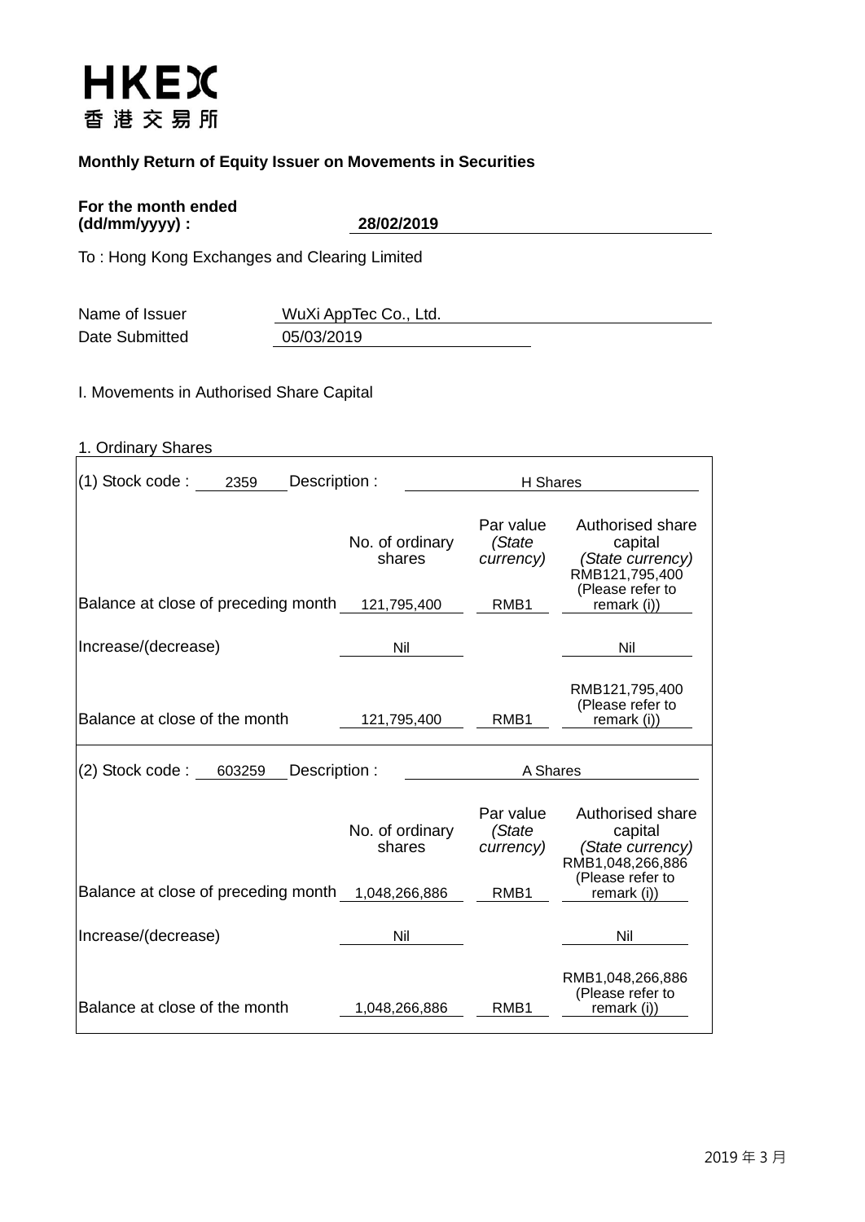HKEX
香港交易所

**Monthly Return of Equity Issuer on Movements in Securities**

**For the month ended (dd/mm/yyyy) :** **28/02/2019**

To : Hong Kong Exchanges and Clearing Limited

Name of Issuer: WuXi AppTec Co., Ltd.

Date Submitted: 05/03/2019

I. Movements in Authorised Share Capital

1. Ordinary Shares

(1) Stock code : 2359 Description : H Shares

| | No. of ordinary shares | Par value *(State currency)* | Authorised share capital *(State currency)* |
|---|---|---|---|
| Balance at close of preceding month | 121,795,400 | RMB1 | RMB121,795,400 (Please refer to remark (i)) |
| Increase/(decrease) | Nil | | Nil |
| Balance at close of the month | 121,795,400 | RMB1 | RMB121,795,400 (Please refer to remark (i)) |

(2) Stock code : 603259 Description : A Shares

| | No. of ordinary shares | Par value *(State currency)* | Authorised share capital *(State currency)* |
|---|---|---|---|
| Balance at close of preceding month | 1,048,266,886 | RMB1 | RMB1,048,266,886 (Please refer to remark (i)) |
| Increase/(decrease) | Nil | | Nil |
| Balance at close of the month | 1,048,266,886 | RMB1 | RMB1,048,266,886 (Please refer to remark (i)) |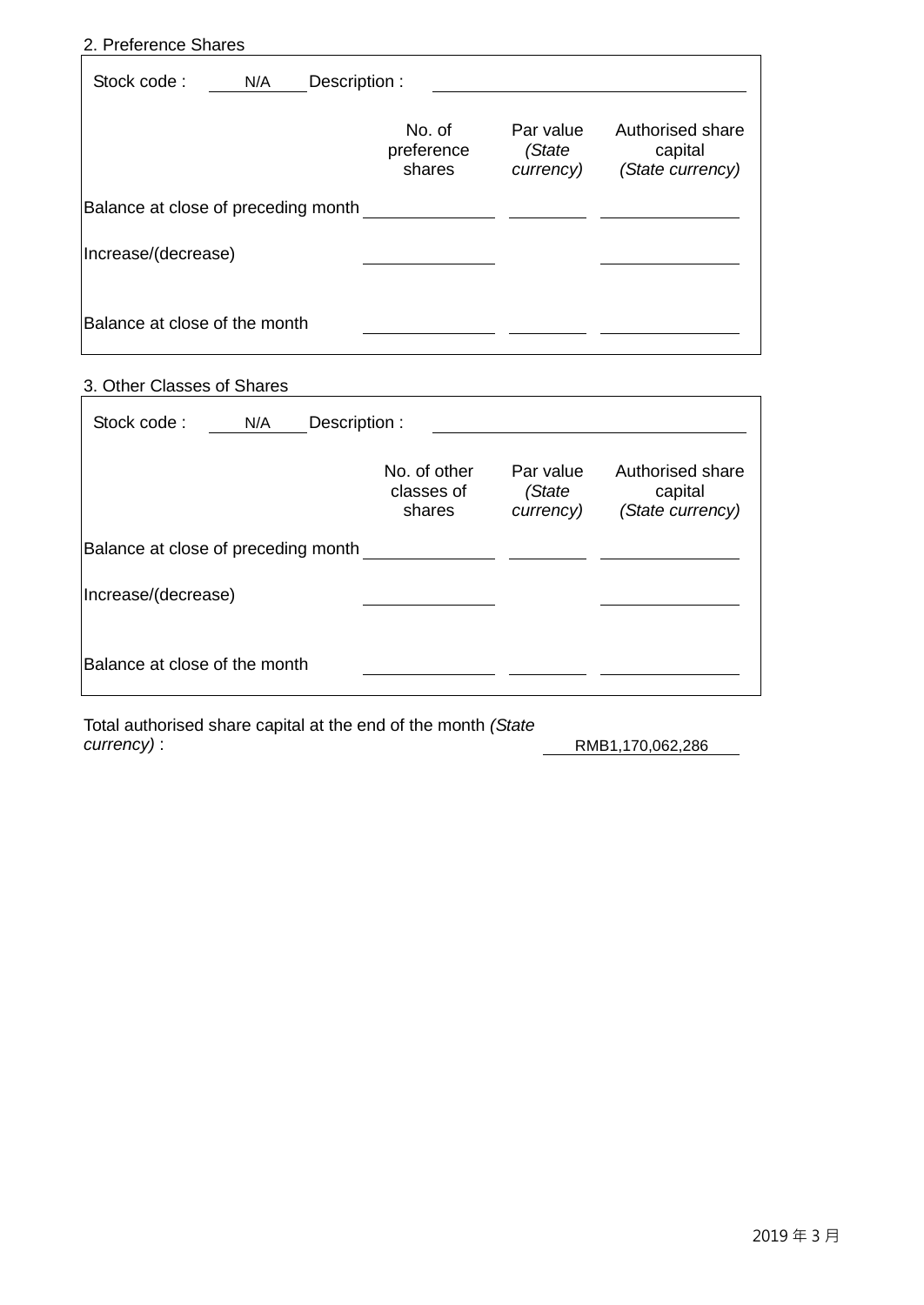2. Preference Shares

Stock code : N/A Description :

| | No. of preference shares | Par value *(State currency)* | Authorised share capital *(State currency)* |
|---|---|---|---|
| Balance at close of preceding month | | | |
| Increase/(decrease) | | | |
| Balance at close of the month | | | |

3. Other Classes of Shares

Stock code : N/A Description :

| | No. of other classes of shares | Par value *(State currency)* | Authorised share capital *(State currency)* |
|---|---|---|---|
| Balance at close of preceding month | | | |
| Increase/(decrease) | | | |
| Balance at close of the month | | | |

Total authorised share capital at the end of the month *(State currency)* : RMB1,170,062,286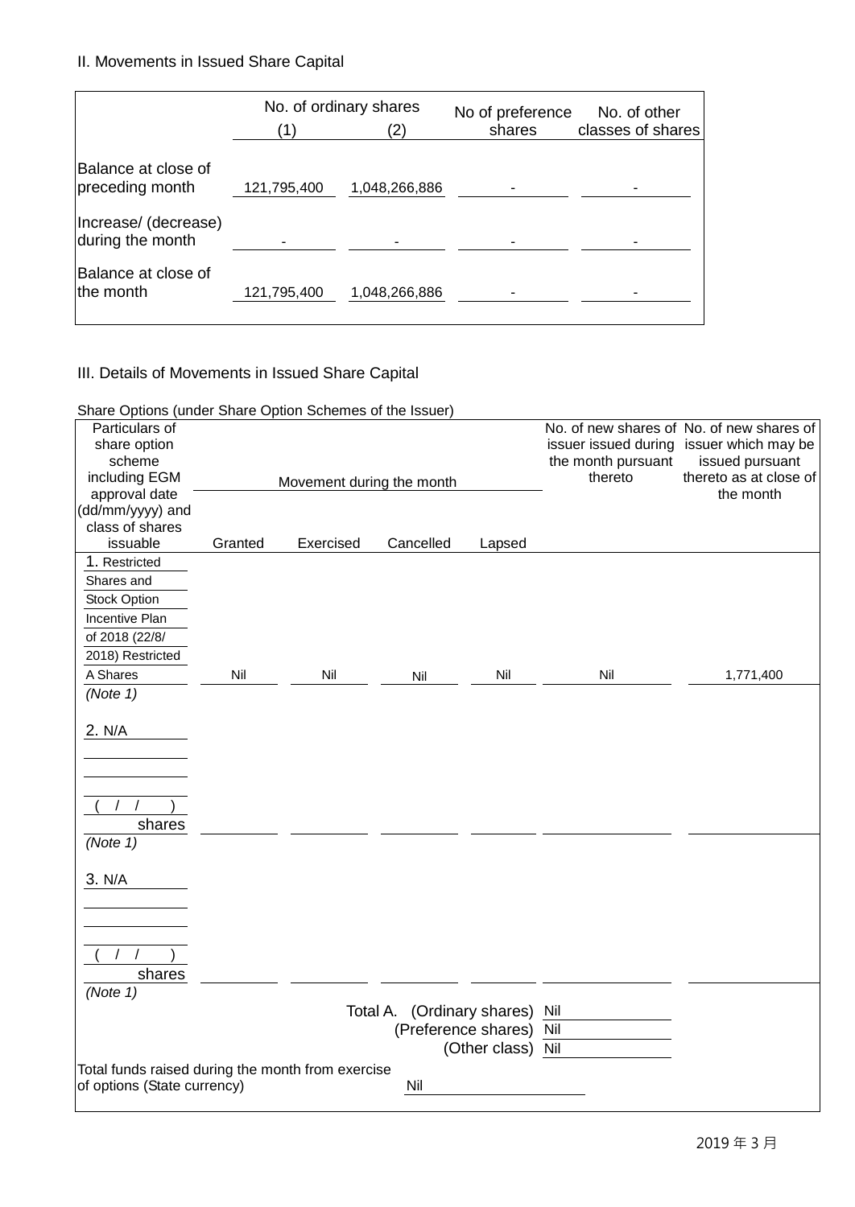II. Movements in Issued Share Capital

| | No. of ordinary shares (1) | No. of ordinary shares (2) | No of preference shares | No. of other classes of shares |
|---|---|---|---|---|
| Balance at close of preceding month | 121,795,400 | 1,048,266,886 | - | - |
| Increase/ (decrease) during the month | - | - | - | - |
| Balance at close of the month | 121,795,400 | 1,048,266,886 | - | - |

III. Details of Movements in Issued Share Capital

Share Options (under Share Option Schemes of the Issuer)

| Particulars of share option scheme including EGM approval date (dd/mm/yyyy) and class of shares issuable | Movement during the month | | | | No. of new shares of issuer issued during the month pursuant thereto | No. of new shares of issuer which may be issued pursuant thereto as at close of the month |
|---|---|---|---|---|---|---|
| | Granted | Exercised | Cancelled | Lapsed | | |
| 1. Restricted Shares and Stock Option Incentive Plan of 2018 (22/8/ 2018) Restricted A Shares (Note 1) | Nil | Nil | Nil | Nil | Nil | 1,771,400 |
| 2. N/A ( / / ) shares (Note 1) | | | | | | |
| 3. N/A ( / / ) shares (Note 1) | | | | | | |

Total A. (Ordinary shares) Nil

(Preference shares) Nil

(Other class) Nil

Total funds raised during the month from exercise of options (State currency) Nil

2019 年 3 月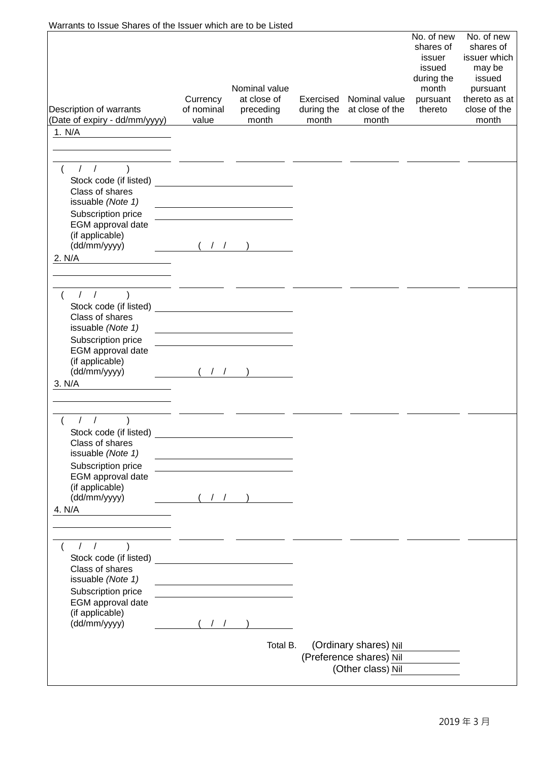Warrants to Issue Shares of the Issuer which are to be Listed

| Description of warrants (Date of expiry - dd/mm/yyyy) | Currency of nominal value | Nominal value at close of preceding month | Exercised during the month | Nominal value at close of the month | No. of new shares of issuer issued during the month pursuant thereto | No. of new shares of issuer which may be issued pursuant thereto as at close of the month |
|---|---|---|---|---|---|---|
| 1. N/A ( / / ) | | | | | | |
| Stock code (if listed) | | | | | | |
| Class of shares issuable *(Note 1)* | | | | | | |
| Subscription price | | | | | | |
| EGM approval date (if applicable) (dd/mm/yyyy) | ( / / ) | | | | | |
| 2. N/A ( / / ) | | | | | | |
| Stock code (if listed) | | | | | | |
| Class of shares issuable *(Note 1)* | | | | | | |
| Subscription price | | | | | | |
| EGM approval date (if applicable) (dd/mm/yyyy) | ( / / ) | | | | | |
| 3. N/A ( / / ) | | | | | | |
| Stock code (if listed) | | | | | | |
| Class of shares issuable *(Note 1)* | | | | | | |
| Subscription price | | | | | | |
| EGM approval date (if applicable) (dd/mm/yyyy) | ( / / ) | | | | | |
| 4. N/A ( / / ) | | | | | | |
| Stock code (if listed) | | | | | | |
| Class of shares issuable *(Note 1)* | | | | | | |
| Subscription price | | | | | | |
| EGM approval date (if applicable) (dd/mm/yyyy) | ( / / ) | | | | | |

Total B. (Ordinary shares) Nil

(Preference shares) Nil

(Other class) Nil

2019 年 3 月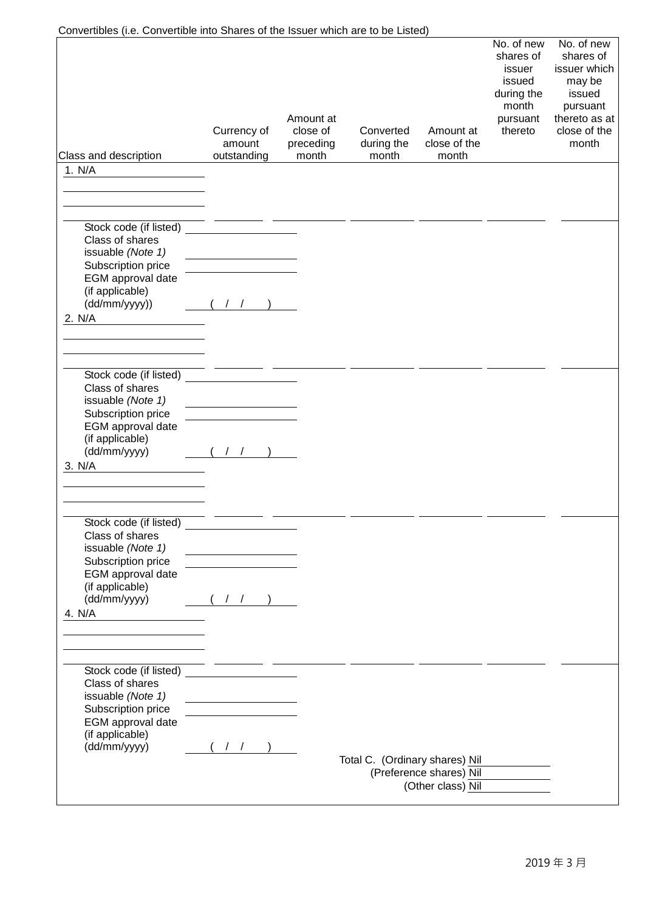Convertibles (i.e. Convertible into Shares of the Issuer which are to be Listed)

| Class and description | Currency of amount outstanding | Amount at close of preceding month | Converted during the month | Amount at close of the month | No. of new shares of issuer issued during the month pursuant thereto | No. of new shares of issuer which may be issued pursuant thereto as at close of the month |
|---|---|---|---|---|---|---|
| 1. N/A | | | | | | |
| Stock code (if listed) | | | | | | |
| Class of shares issuable *(Note 1)* | | | | | | |
| Subscription price | | | | | | |
| EGM approval date (if applicable) (dd/mm/yyyy)) | ( / / ) | | | | | |
| 2. N/A | | | | | | |
| Stock code (if listed) | | | | | | |
| Class of shares issuable *(Note 1)* | | | | | | |
| Subscription price | | | | | | |
| EGM approval date (if applicable) (dd/mm/yyyy) | ( / / ) | | | | | |
| 3. N/A | | | | | | |
| Stock code (if listed) | | | | | | |
| Class of shares issuable *(Note 1)* | | | | | | |
| Subscription price | | | | | | |
| EGM approval date (if applicable) (dd/mm/yyyy) | ( / / ) | | | | | |
| 4. N/A | | | | | | |
| Stock code (if listed) | | | | | | |
| Class of shares issuable *(Note 1)* | | | | | | |
| Subscription price | | | | | | |
| EGM approval date (if applicable) (dd/mm/yyyy) | ( / / ) | | | | | |

Total C. (Ordinary shares) Nil

(Preference shares) Nil

(Other class) Nil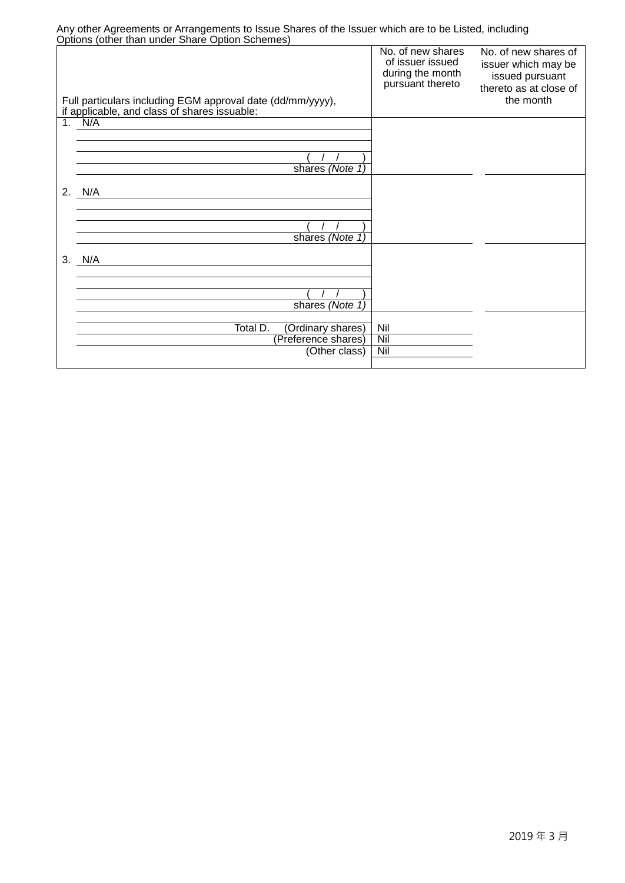Any other Agreements or Arrangements to Issue Shares of the Issuer which are to be Listed, including Options (other than under Share Option Schemes)

| Full particulars including EGM approval date (dd/mm/yyyy), if applicable, and class of shares issuable: | No. of new shares of issuer issued during the month pursuant thereto | No. of new shares of issuer which may be issued pursuant thereto as at close of the month |
|---|---|---|
| 1. N/A<br>( / / )<br>shares *(Note 1)* | | |
| 2. N/A<br>( / / )<br>shares *(Note 1)* | | |
| 3. N/A<br>( / / )<br>shares *(Note 1)* | | |
| Total D. (Ordinary shares) | Nil | |
| (Preference shares) | Nil | |
| (Other class) | Nil | |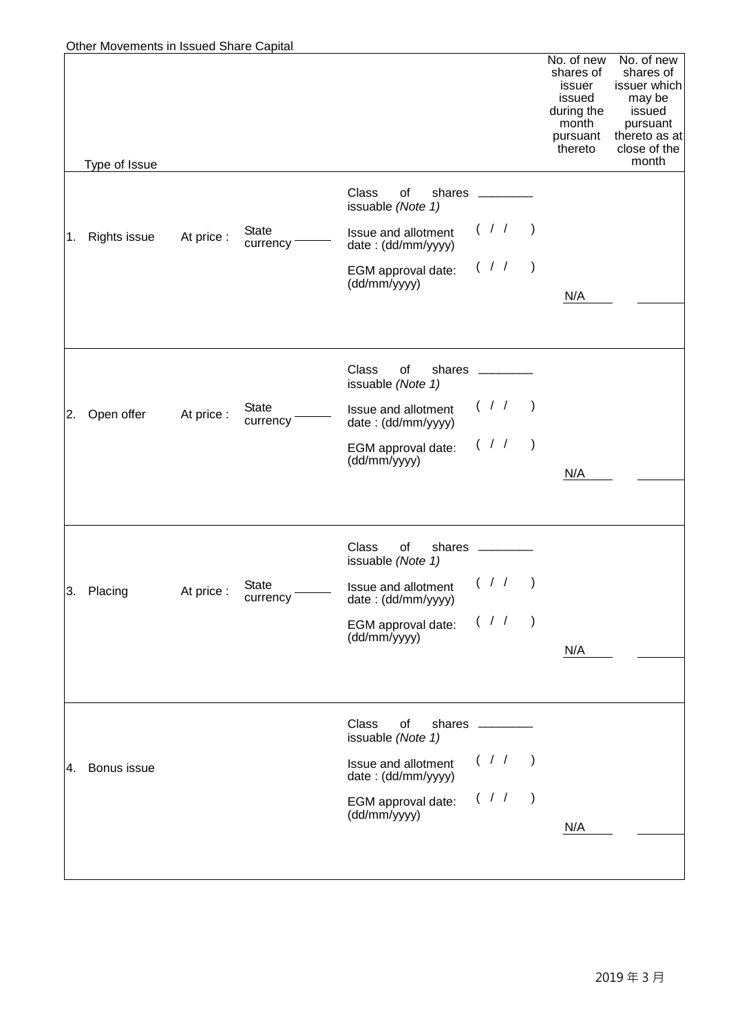Other Movements in Issued Share Capital

| Type of Issue | | | | | No. of new shares of issuer issued during the month pursuant thereto | No. of new shares of issuer which may be issued pursuant thereto as at close of the month |
|---|---|---|---|---|---|---|
| 1. Rights issue | At price : | State currency ______ | Class of shares issuable *(Note 1)*<br>Issue and allotment date : (dd/mm/yyyy)<br>EGM approval date: (dd/mm/yyyy) | ________<br>( / / )<br>( / / ) | N/A | ______ |
| 2. Open offer | At price : | State currency ______ | Class of shares issuable *(Note 1)*<br>Issue and allotment date : (dd/mm/yyyy)<br>EGM approval date: (dd/mm/yyyy) | ________<br>( / / )<br>( / / ) | N/A | ______ |
| 3. Placing | At price : | State currency ______ | Class of shares issuable *(Note 1)*<br>Issue and allotment date : (dd/mm/yyyy)<br>EGM approval date: (dd/mm/yyyy) | ________<br>( / / )<br>( / / ) | N/A | ______ |
| 4. Bonus issue | | | Class of shares issuable *(Note 1)*<br>Issue and allotment date : (dd/mm/yyyy)<br>EGM approval date: (dd/mm/yyyy) | ________<br>( / / )<br>( / / ) | N/A | ______ |

2019 年 3 月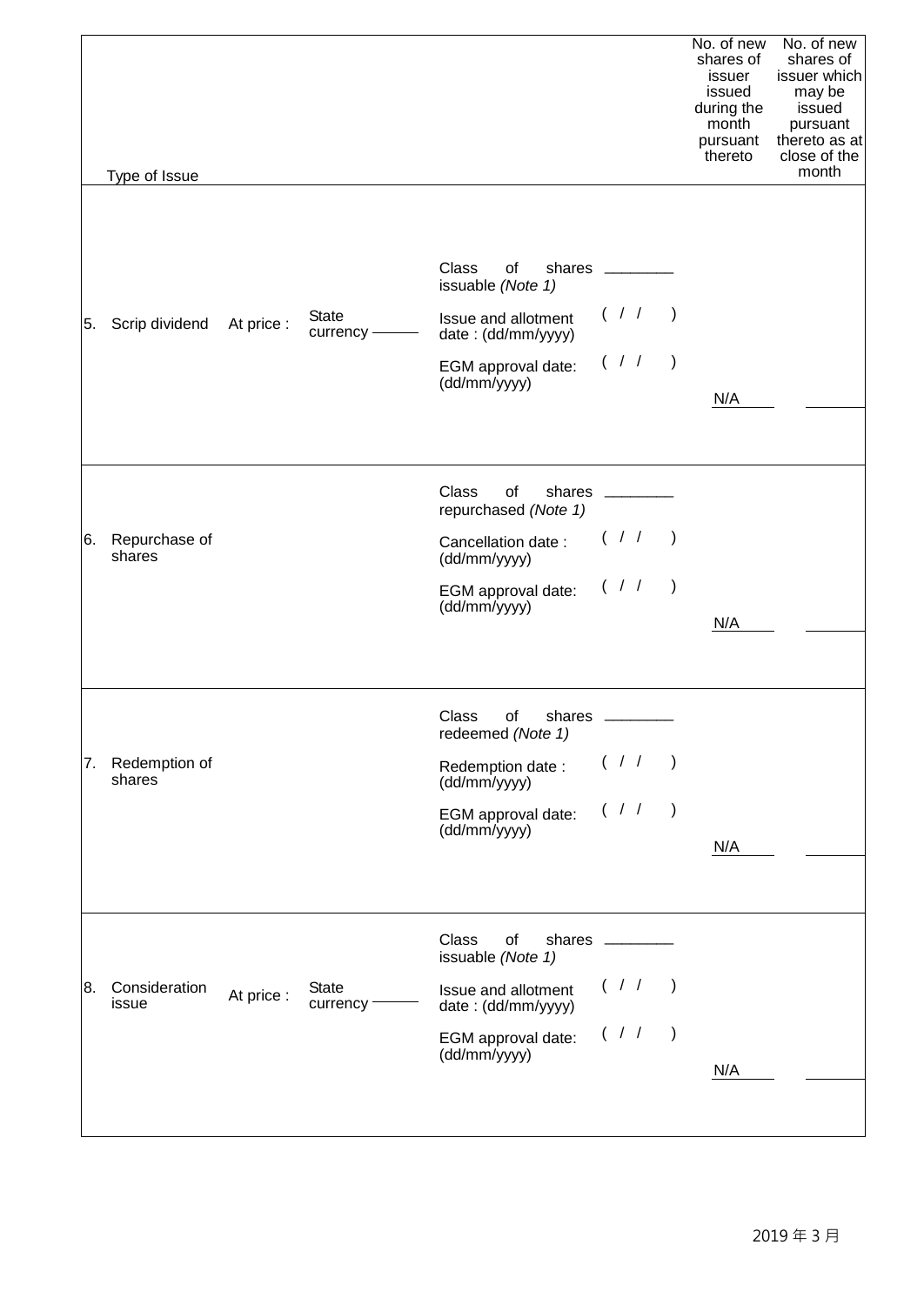| Type of Issue | | | | | No. of new shares of issuer issued during the month pursuant thereto | No. of new shares of issuer which may be issued pursuant thereto as at close of the month |
|---|---|---|---|---|---|---|
| 5. Scrip dividend | At price : | State currency ______ | Class of shares issuable *(Note 1)* ________<br>Issue and allotment date : (dd/mm/yyyy) ( / / )<br>EGM approval date: (dd/mm/yyyy) ( / / ) | | N/A | ______ |
| 6. Repurchase of shares | | | Class of shares repurchased *(Note 1)* ________<br>Cancellation date : (dd/mm/yyyy) ( / / )<br>EGM approval date: (dd/mm/yyyy) ( / / ) | | N/A | ______ |
| 7. Redemption of shares | | | Class of shares redeemed *(Note 1)* ________<br>Redemption date : (dd/mm/yyyy) ( / / )<br>EGM approval date: (dd/mm/yyyy) ( / / ) | | N/A | ______ |
| 8. Consideration issue | At price : | State currency ______ | Class of shares issuable *(Note 1)* ________<br>Issue and allotment date : (dd/mm/yyyy) ( / / )<br>EGM approval date: (dd/mm/yyyy) ( / / ) | | N/A | ______ |

2019 年 3 月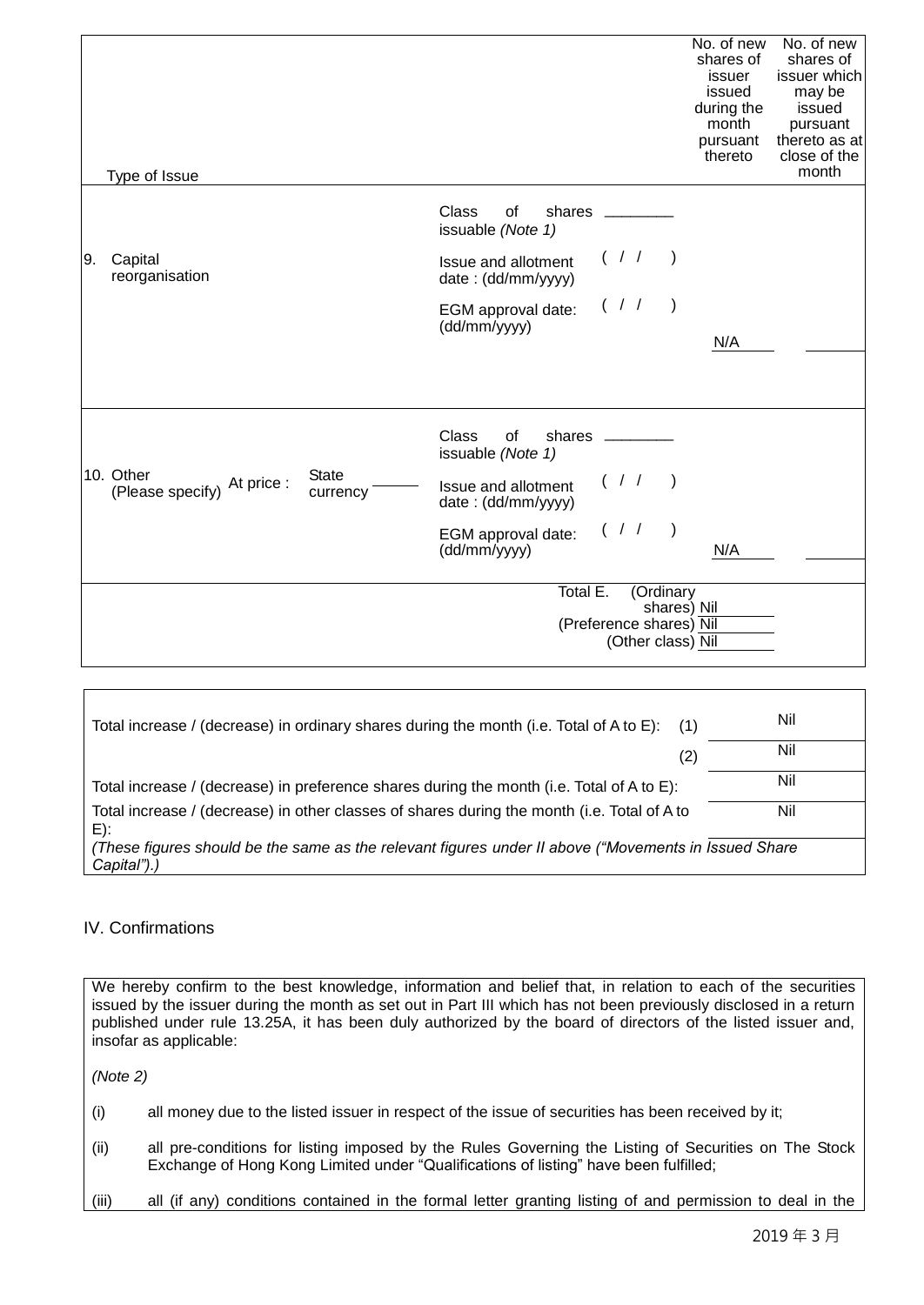| Type of Issue | | No. of new shares of issuer issued during the month pursuant thereto | No. of new shares of issuer which may be issued pursuant thereto as at close of the month |
|---|---|---|---|
| 9. Capital reorganisation | Class of shares issuable *(Note 1)* ________<br>Issue and allotment date : (dd/mm/yyyy) ( / / )<br>EGM approval date: (dd/mm/yyyy) ( / / ) | N/A | |
| 10. Other (Please specify) At price : State currency | Class of shares issuable *(Note 1)* ________<br>Issue and allotment date : (dd/mm/yyyy) ( / / )<br>EGM approval date: (dd/mm/yyyy) ( / / ) | N/A | |
| | Total E. (Ordinary shares)<br>(Preference shares)<br>(Other class) | Nil<br>Nil<br>Nil | |

| | | |
|---|---|---|
| Total increase / (decrease) in ordinary shares during the month (i.e. Total of A to E): | (1) | Nil |
| | (2) | Nil |
| Total increase / (decrease) in preference shares during the month (i.e. Total of A to E): | | Nil |
| Total increase / (decrease) in other classes of shares during the month (i.e. Total of A to E): | | Nil |

*(These figures should be the same as the relevant figures under II above ("Movements in Issued Share Capital").)*

## IV. Confirmations

We hereby confirm to the best knowledge, information and belief that, in relation to each of the securities issued by the issuer during the month as set out in Part III which has not been previously disclosed in a return published under rule 13.25A, it has been duly authorized by the board of directors of the listed issuer and, insofar as applicable:

*(Note 2)*

(i) all money due to the listed issuer in respect of the issue of securities has been received by it;

(ii) all pre-conditions for listing imposed by the Rules Governing the Listing of Securities on The Stock Exchange of Hong Kong Limited under "Qualifications of listing" have been fulfilled;

(iii) all (if any) conditions contained in the formal letter granting listing of and permission to deal in the

2019 年 3 月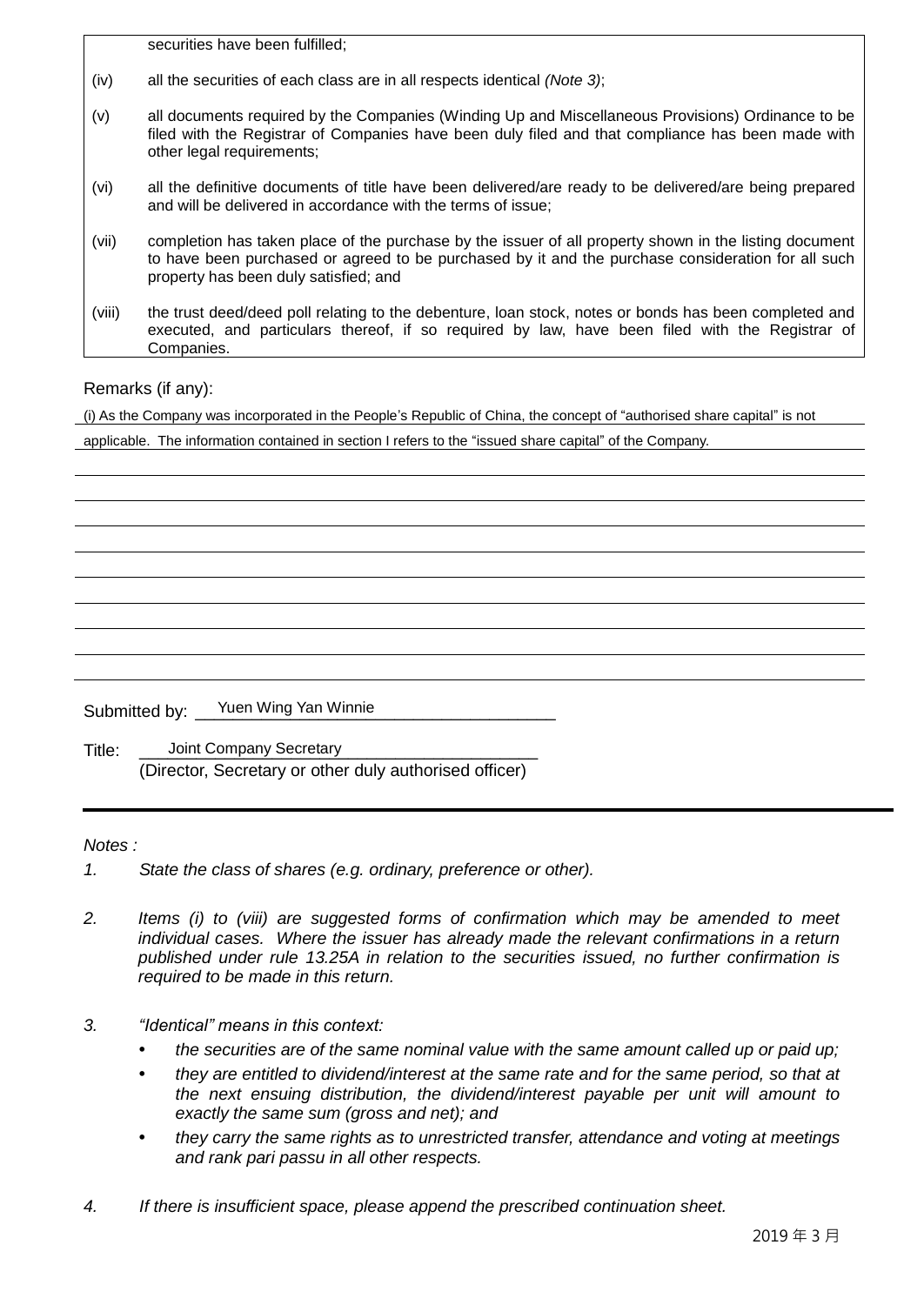securities have been fulfilled;

(iv) all the securities of each class are in all respects identical *(Note 3)*;

(v) all documents required by the Companies (Winding Up and Miscellaneous Provisions) Ordinance to be filed with the Registrar of Companies have been duly filed and that compliance has been made with other legal requirements;

(vi) all the definitive documents of title have been delivered/are ready to be delivered/are being prepared and will be delivered in accordance with the terms of issue;

(vii) completion has taken place of the purchase by the issuer of all property shown in the listing document to have been purchased or agreed to be purchased by it and the purchase consideration for all such property has been duly satisfied; and

(viii) the trust deed/deed poll relating to the debenture, loan stock, notes or bonds has been completed and executed, and particulars thereof, if so required by law, have been filed with the Registrar of Companies.

Remarks (if any):

(i) As the Company was incorporated in the People's Republic of China, the concept of "authorised share capital" is not applicable. The information contained in section I refers to the "issued share capital" of the Company.

Submitted by: Yuen Wing Yan Winnie

Title: Joint Company Secretary
(Director, Secretary or other duly authorised officer)

*Notes :*

1. *State the class of shares (e.g. ordinary, preference or other).*

2. *Items (i) to (viii) are suggested forms of confirmation which may be amended to meet individual cases. Where the issuer has already made the relevant confirmations in a return published under rule 13.25A in relation to the securities issued, no further confirmation is required to be made in this return.*

3. *"Identical" means in this context:*
   - *the securities are of the same nominal value with the same amount called up or paid up;*
   - *they are entitled to dividend/interest at the same rate and for the same period, so that at the next ensuing distribution, the dividend/interest payable per unit will amount to exactly the same sum (gross and net); and*
   - *they carry the same rights as to unrestricted transfer, attendance and voting at meetings and rank pari passu in all other respects.*

4. *If there is insufficient space, please append the prescribed continuation sheet.*

2019 年 3 月